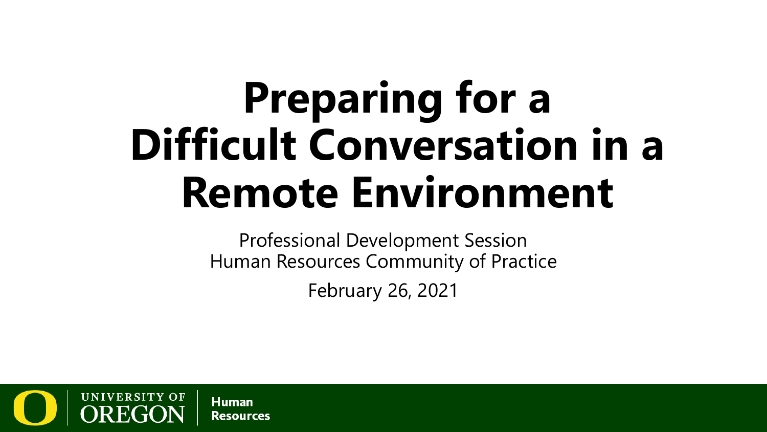# Preparing for a Difficult Conversation in a Remote Environment

Professional Development Session
Human Resources Community of Practice

February 26, 2021

UNIVERSITY OF OREGON | Human Resources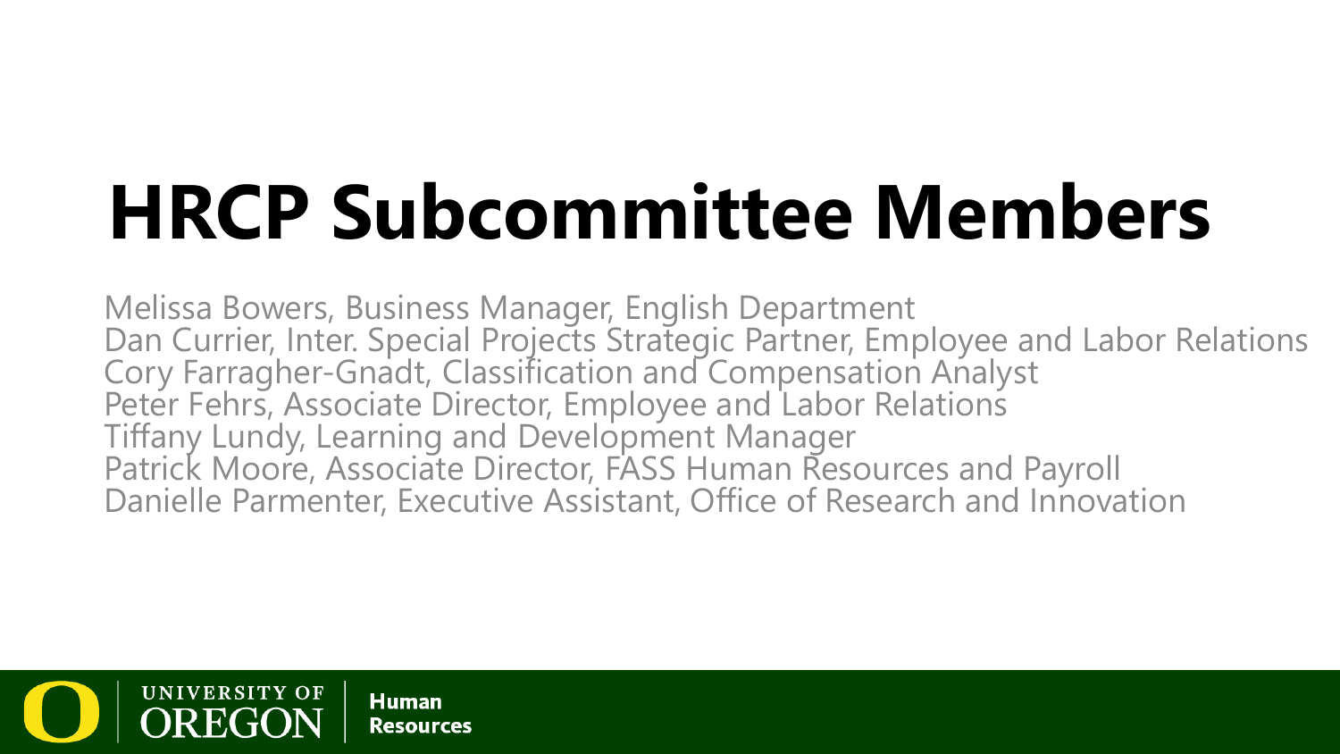# HRCP Subcommittee Members

Melissa Bowers, Business Manager, English Department
Dan Currier, Inter. Special Projects Strategic Partner, Employee and Labor Relations
Cory Farragher-Gnadt, Classification and Compensation Analyst
Peter Fehrs, Associate Director, Employee and Labor Relations
Tiffany Lundy, Learning and Development Manager
Patrick Moore, Associate Director, FASS Human Resources and Payroll
Danielle Parmenter, Executive Assistant, Office of Research and Innovation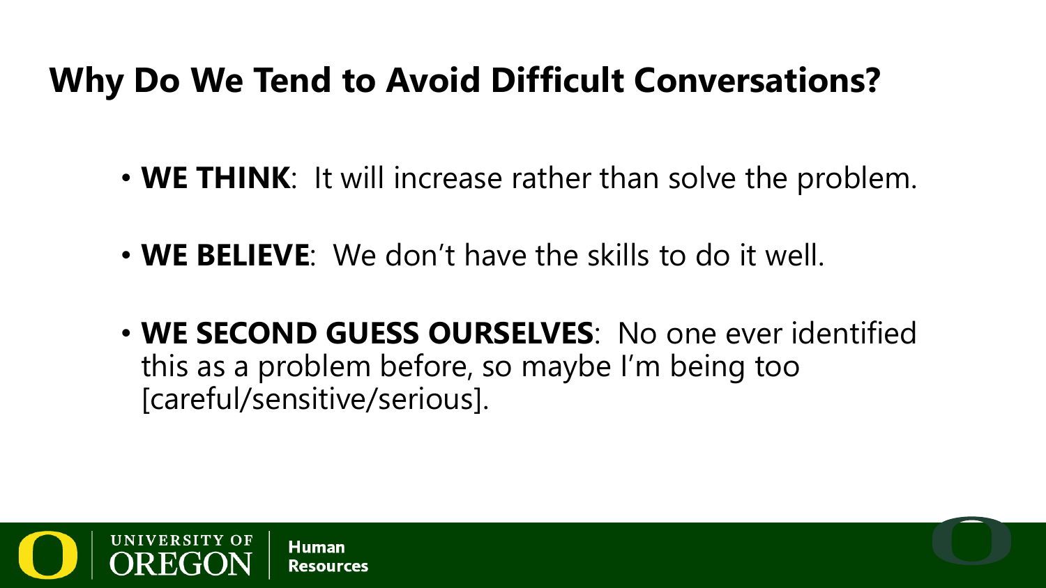# Why Do We Tend to Avoid Difficult Conversations?

- **WE THINK**: It will increase rather than solve the problem.
- **WE BELIEVE**: We don't have the skills to do it well.
- **WE SECOND GUESS OURSELVES**: No one ever identified this as a problem before, so maybe I'm being too [careful/sensitive/serious].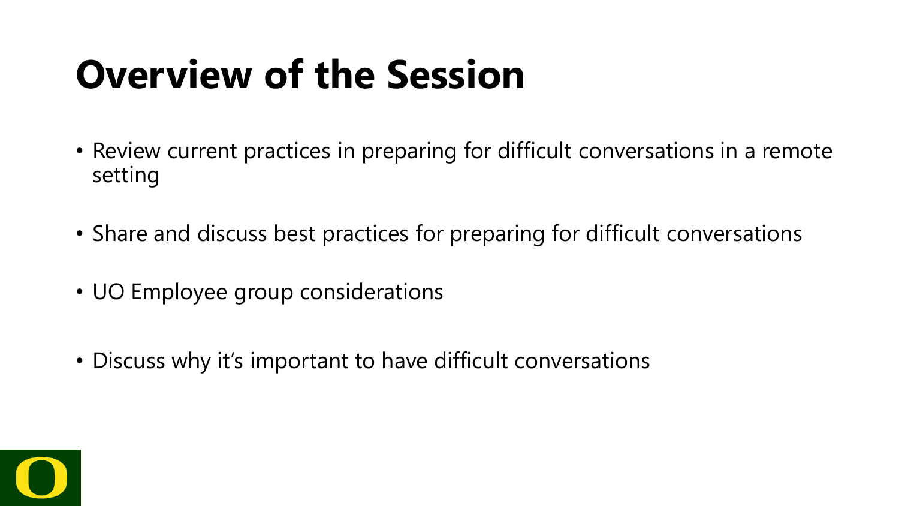# Overview of the Session

- Review current practices in preparing for difficult conversations in a remote setting
- Share and discuss best practices for preparing for difficult conversations
- UO Employee group considerations
- Discuss why it's important to have difficult conversations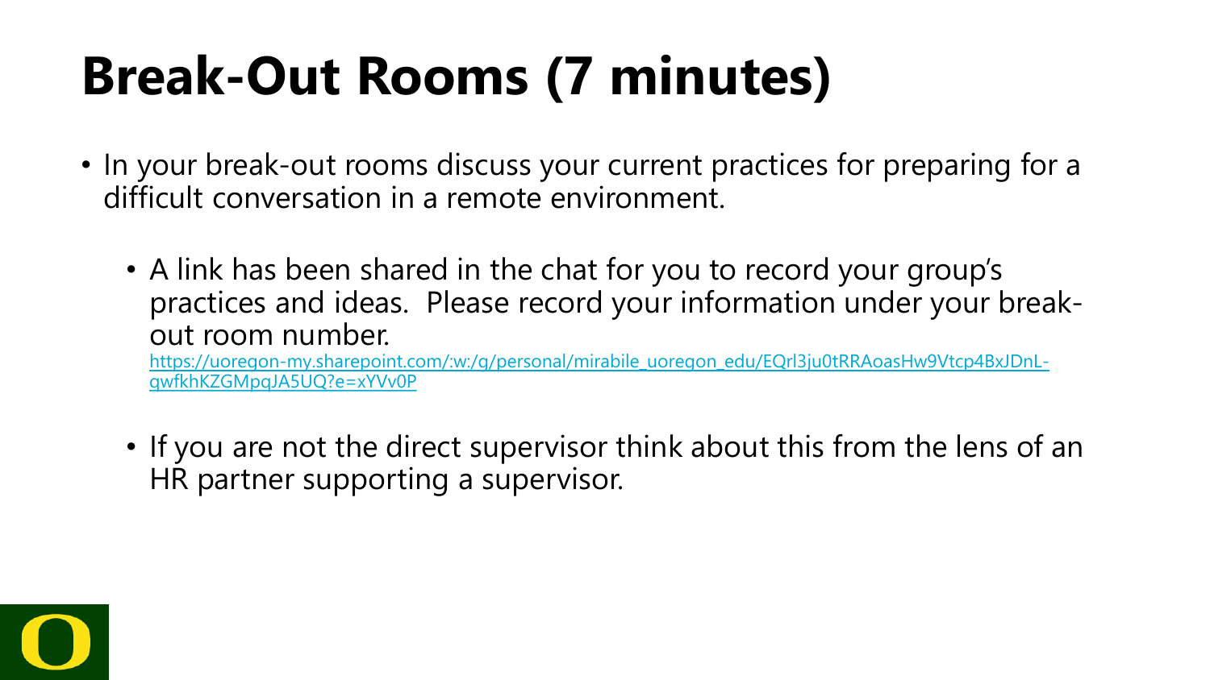# Break-Out Rooms (7 minutes)

- In your break-out rooms discuss your current practices for preparing for a difficult conversation in a remote environment.
  - A link has been shared in the chat for you to record your group's practices and ideas. Please record your information under your break-out room number.
    https://uoregon-my.sharepoint.com/:w:/g/personal/mirabile_uoregon_edu/EQrl3ju0tRRAoasHw9Vtcp4BxJDnL-qwfkhKZGMpqJA5UQ?e=xYVv0P
  - If you are not the direct supervisor think about this from the lens of an HR partner supporting a supervisor.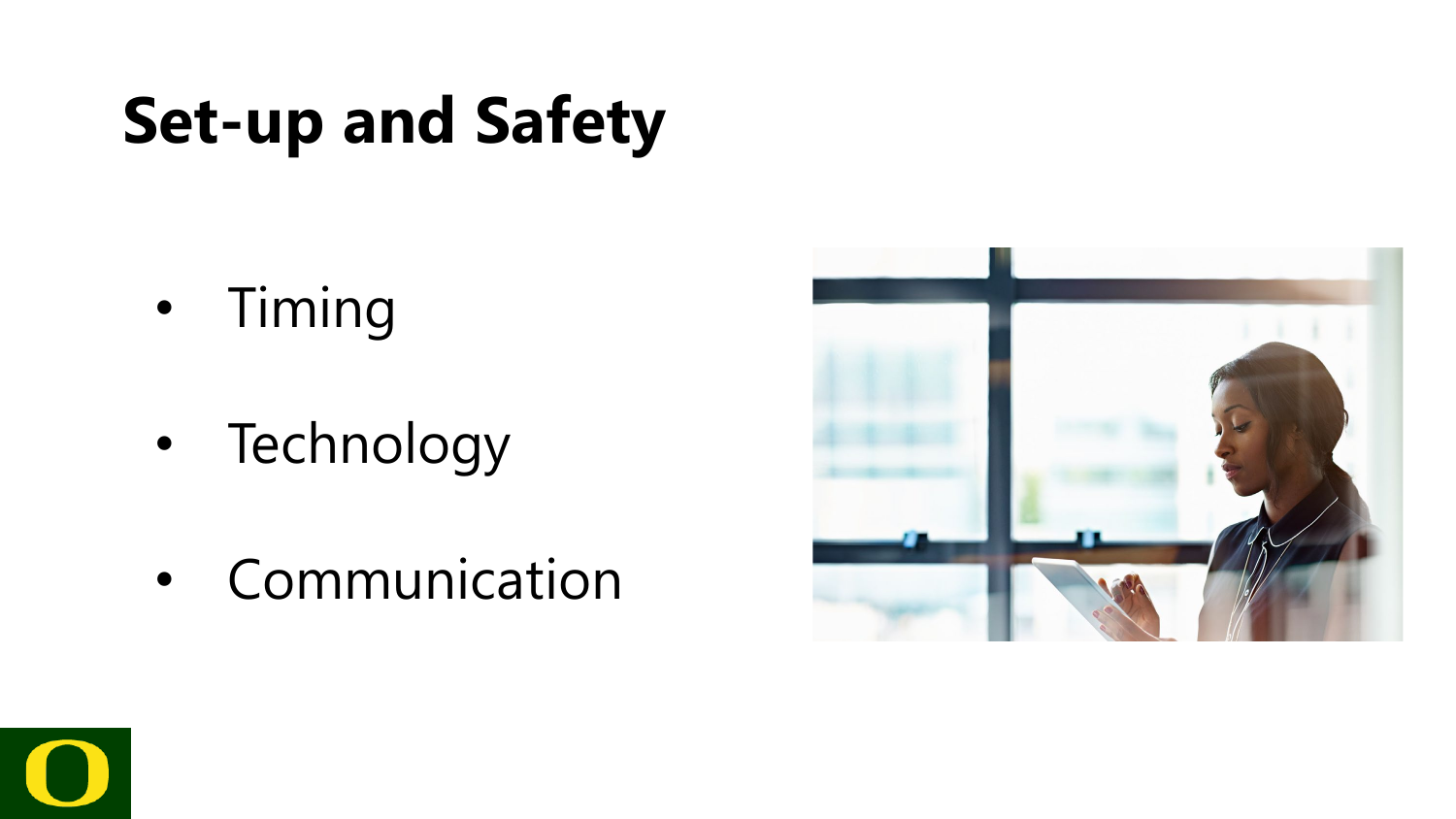# Set-up and Safety

- Timing
- Technology
- Communication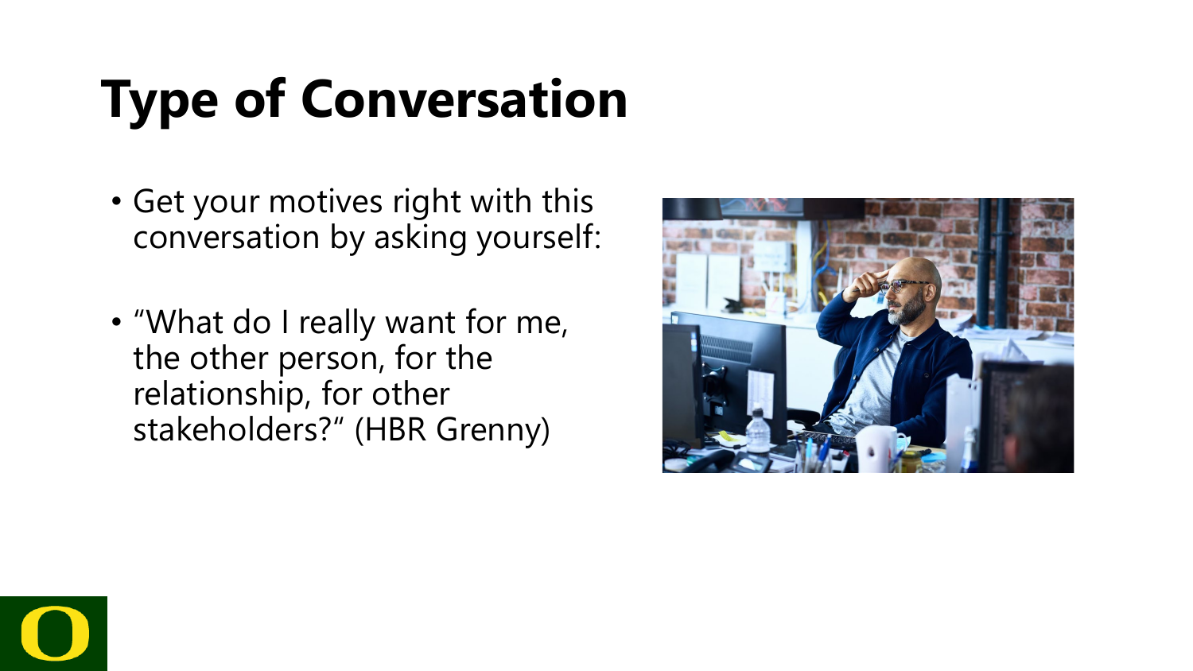# Type of Conversation

- Get your motives right with this conversation by asking yourself:
- "What do I really want for me, the other person, for the relationship, for other stakeholders?" (HBR Grenny)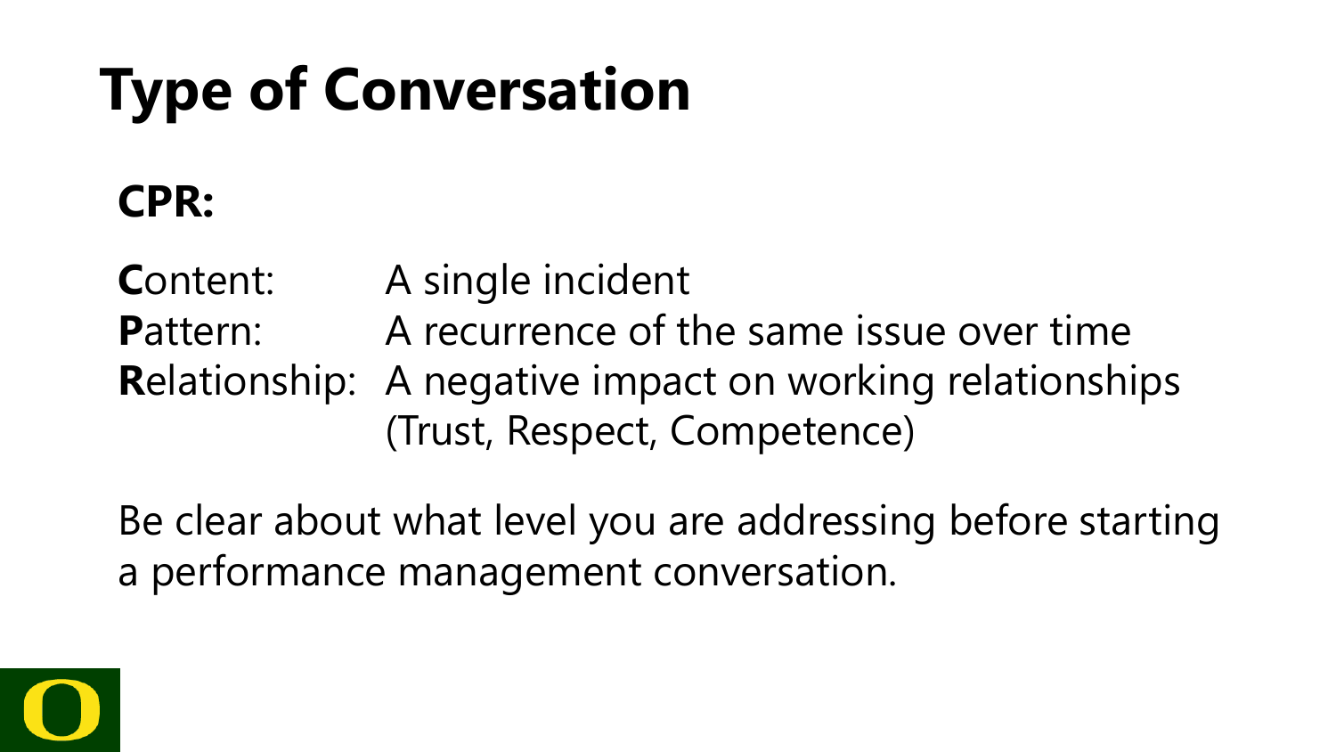# Type of Conversation

**CPR:**

**C**ontent: A single incident
**P**attern: A recurrence of the same issue over time
**R**elationship: A negative impact on working relationships (Trust, Respect, Competence)

Be clear about what level you are addressing before starting a performance management conversation.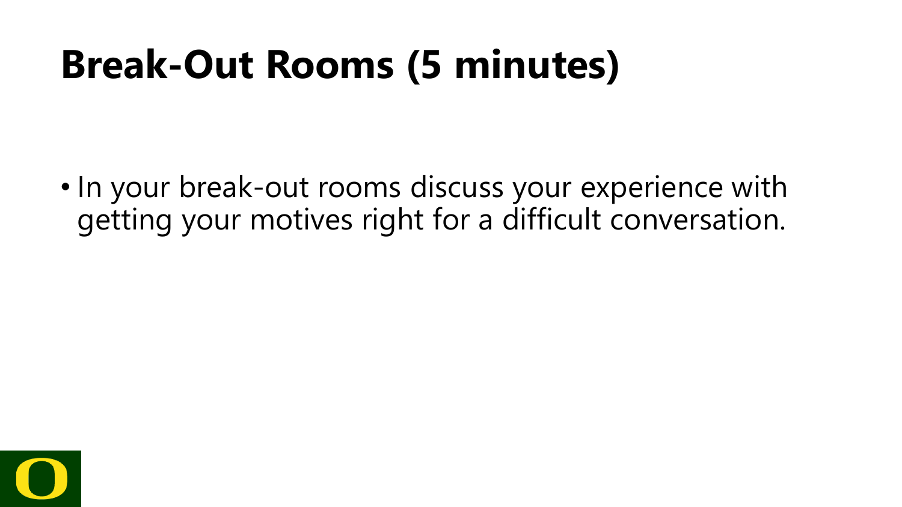# Break-Out Rooms (5 minutes)

- In your break-out rooms discuss your experience with getting your motives right for a difficult conversation.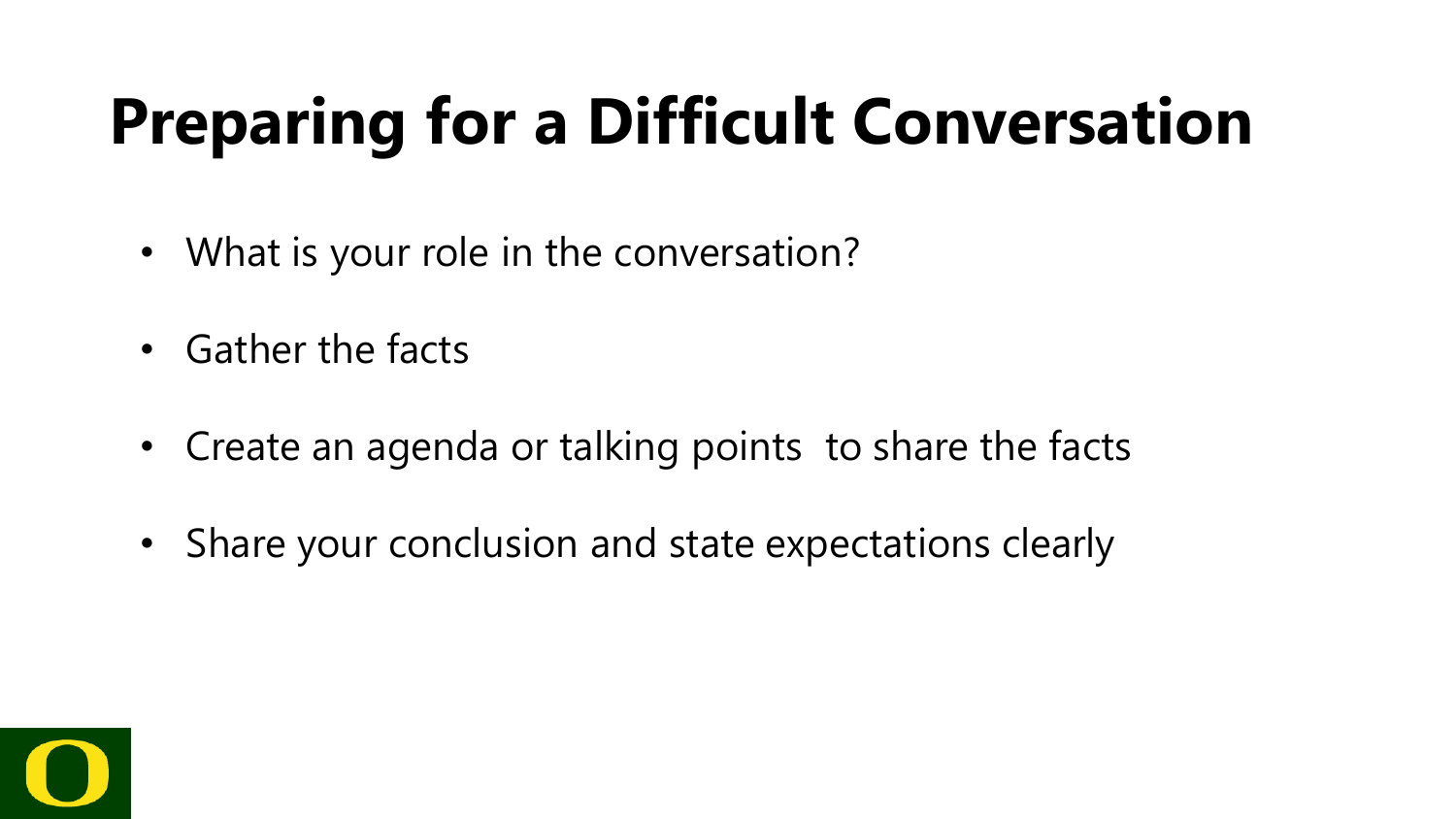# Preparing for a Difficult Conversation

- What is your role in the conversation?
- Gather the facts
- Create an agenda or talking points  to share the facts
- Share your conclusion and state expectations clearly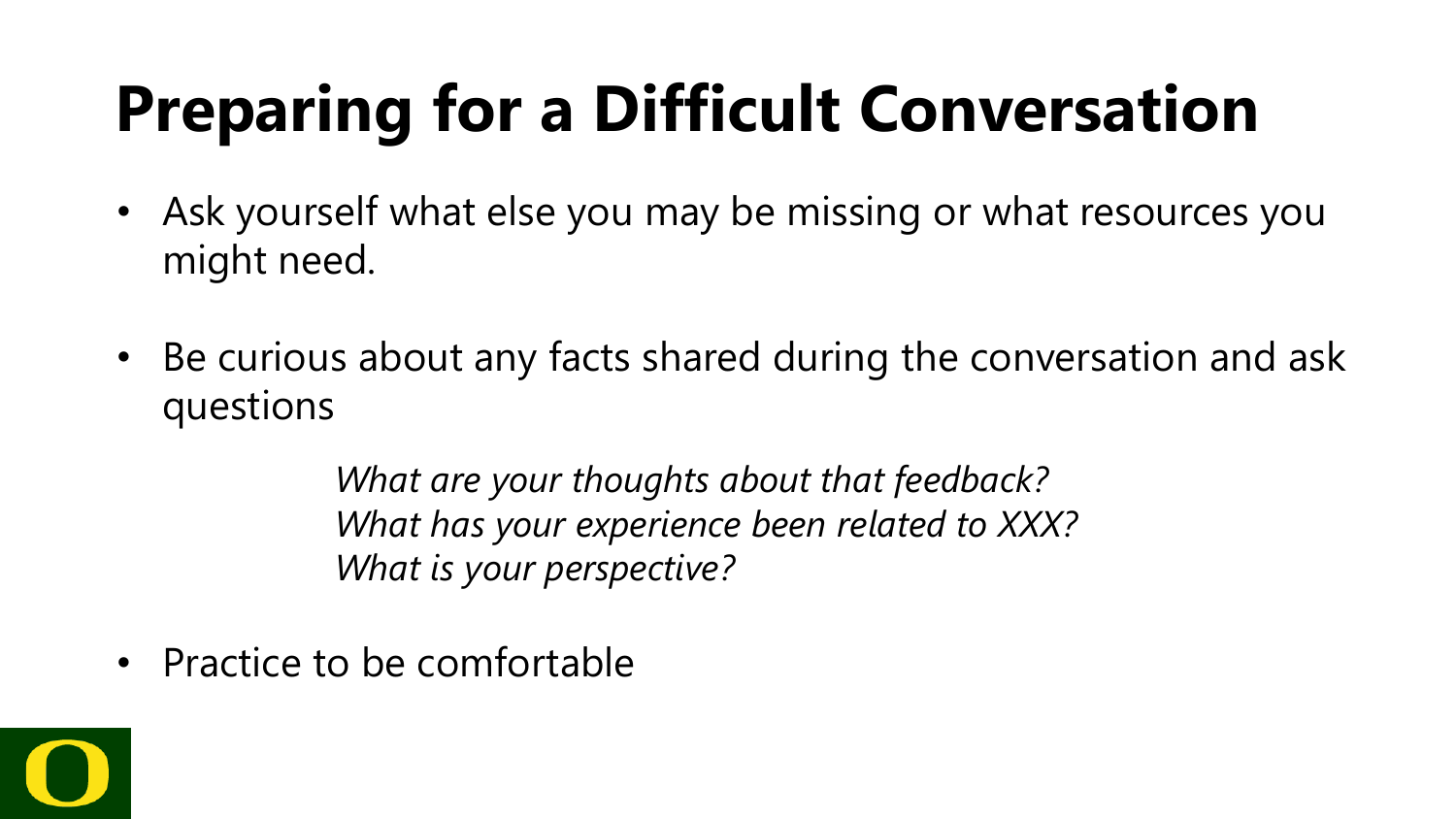# Preparing for a Difficult Conversation

- Ask yourself what else you may be missing or what resources you might need.
- Be curious about any facts shared during the conversation and ask questions

  *What are your thoughts about that feedback?*
  *What has your experience been related to XXX?*
  *What is your perspective?*

- Practice to be comfortable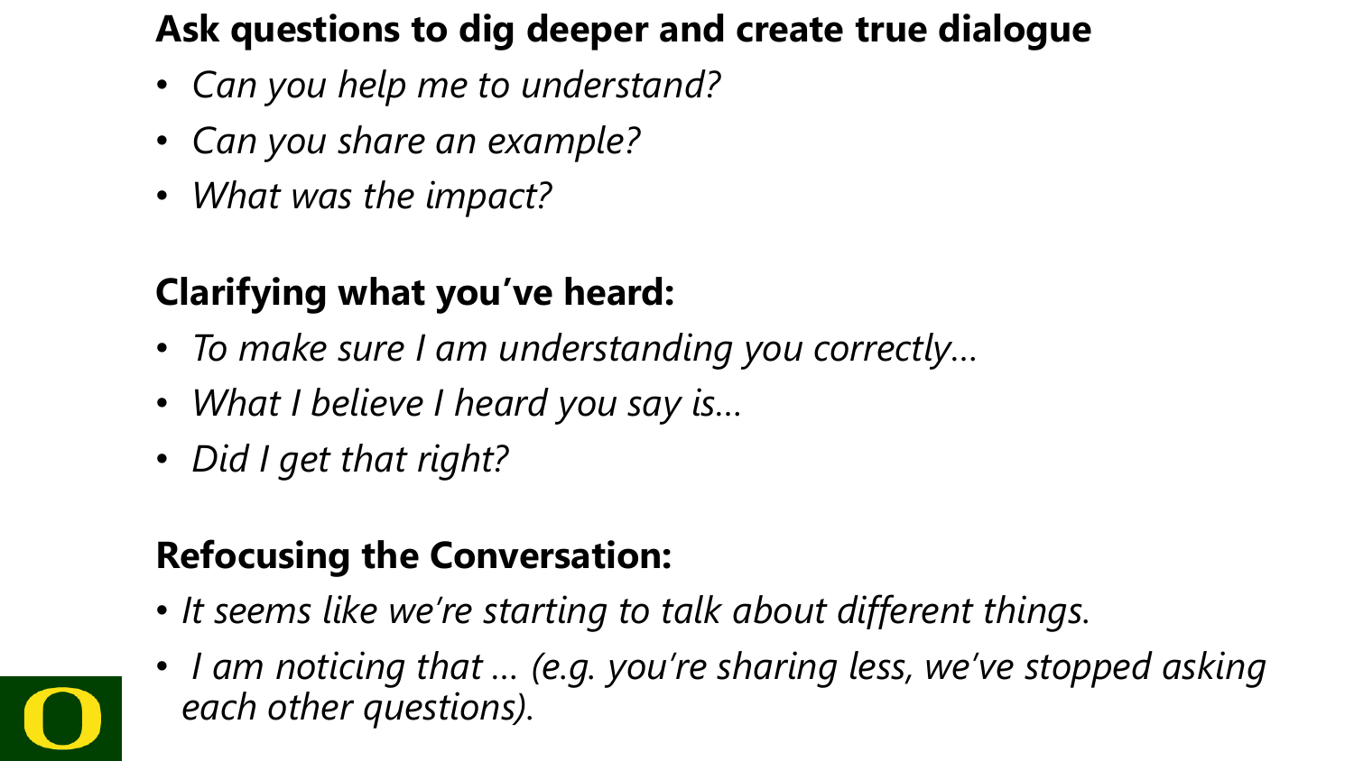**Ask questions to dig deeper and create true dialogue**

- *Can you help me to understand?*
- *Can you share an example?*
- *What was the impact?*

**Clarifying what you've heard:**

- *To make sure I am understanding you correctly…*
- *What I believe I heard you say is…*
- *Did I get that right?*

**Refocusing the Conversation:**

- *It seems like we're starting to talk about different things.*
- *I am noticing that … (e.g. you're sharing less, we've stopped asking each other questions).*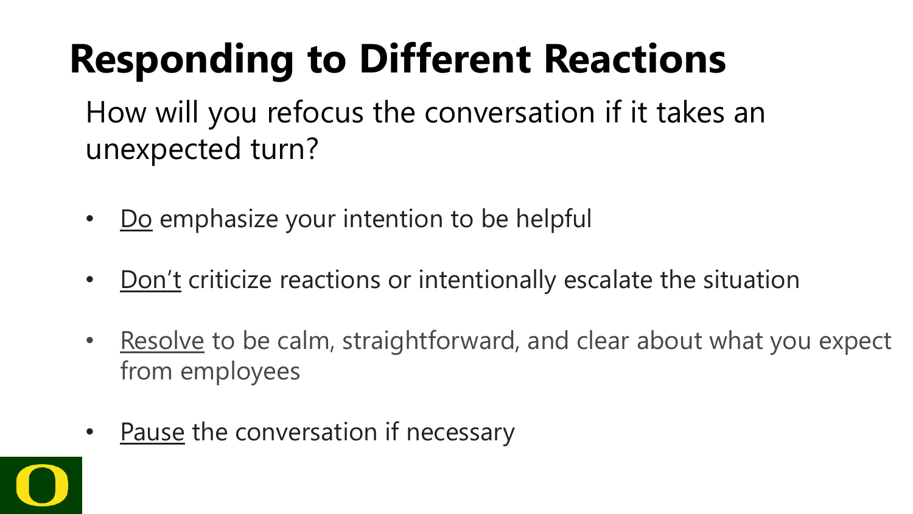# Responding to Different Reactions

How will you refocus the conversation if it takes an unexpected turn?

- Do emphasize your intention to be helpful
- Don't criticize reactions or intentionally escalate the situation
- Resolve to be calm, straightforward, and clear about what you expect from employees
- Pause the conversation if necessary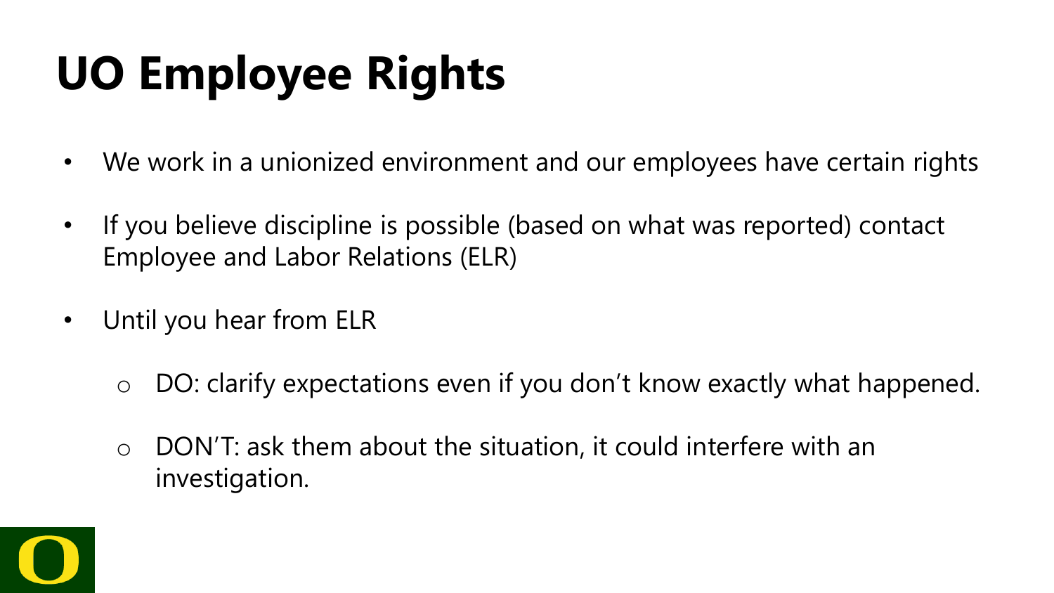# UO Employee Rights

- We work in a unionized environment and our employees have certain rights
- If you believe discipline is possible (based on what was reported) contact Employee and Labor Relations (ELR)
- Until you hear from ELR
  - DO: clarify expectations even if you don't know exactly what happened.
  - DON'T: ask them about the situation, it could interfere with an investigation.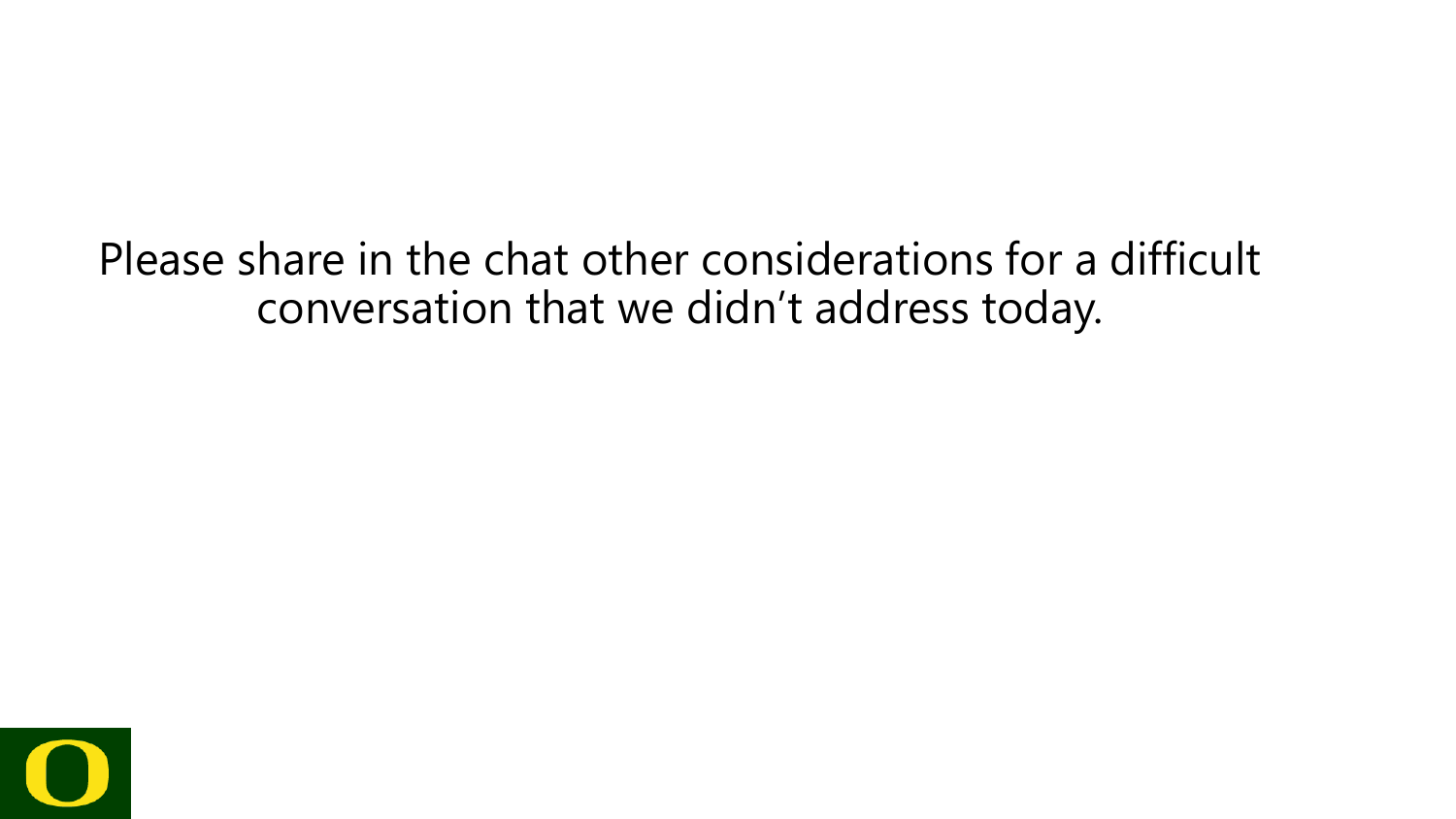Please share in the chat other considerations for a difficult conversation that we didn't address today.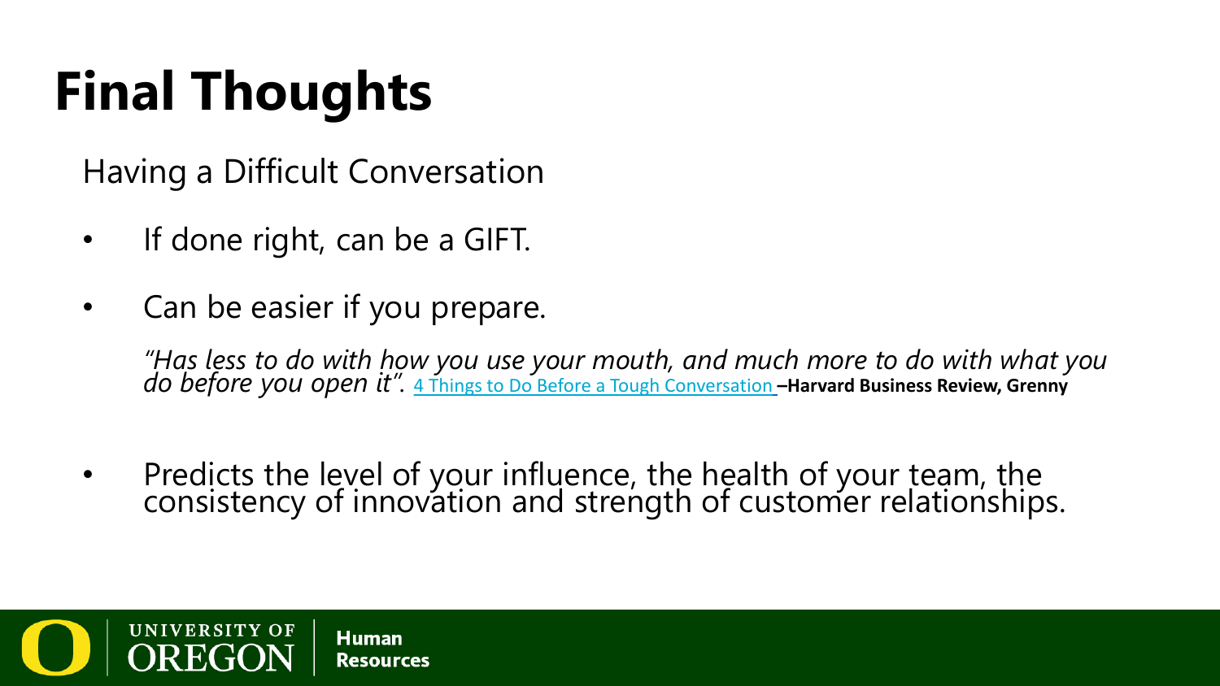# Final Thoughts

Having a Difficult Conversation

- If done right, can be a GIFT.
- Can be easier if you prepare.

  *"Has less to do with how you use your mouth, and much more to do with what you do before you open it".* 4 Things to Do Before a Tough Conversation **–Harvard Business Review, Grenny**

- Predicts the level of your influence, the health of your team, the consistency of innovation and strength of customer relationships.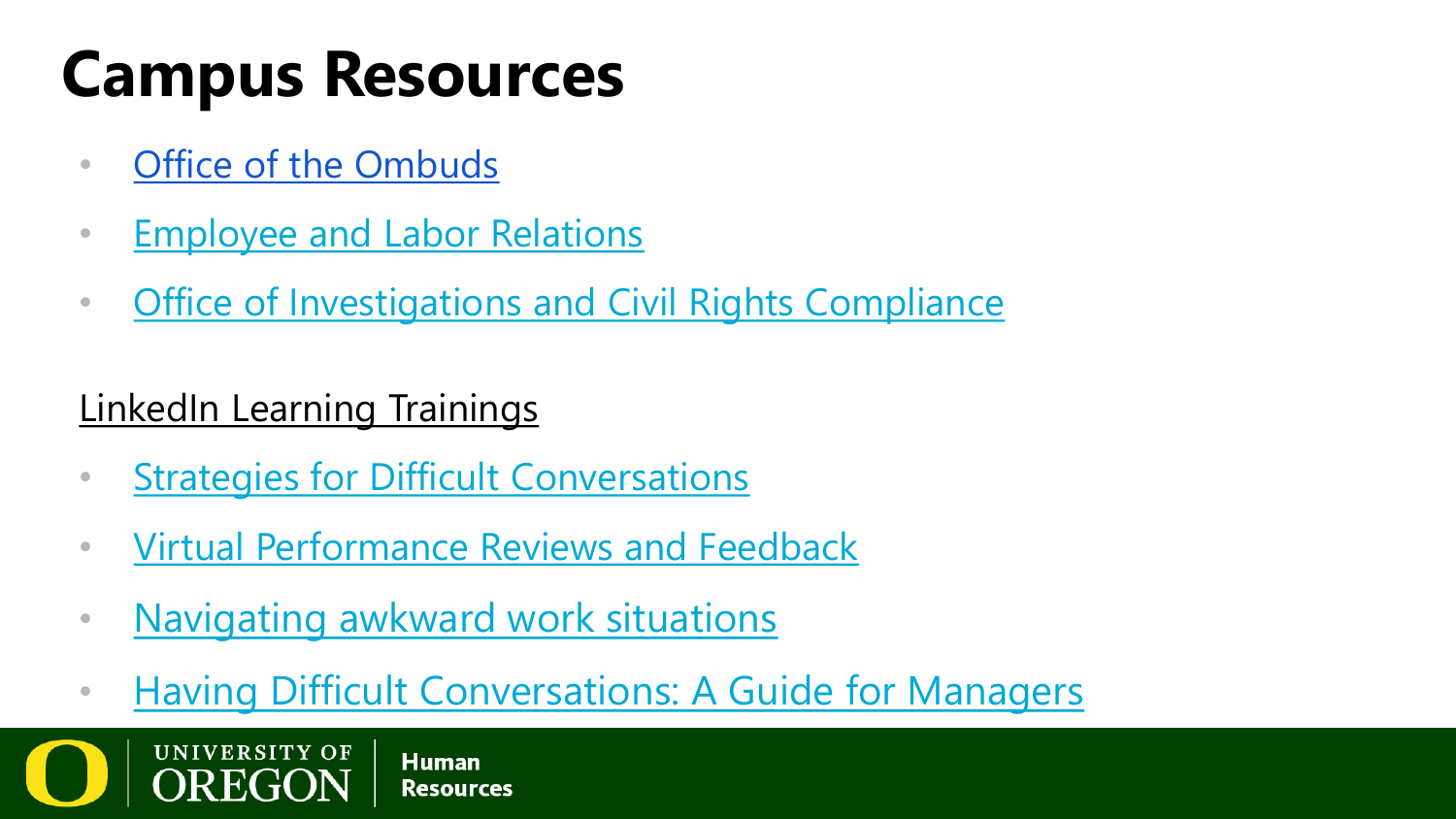# Campus Resources

- Office of the Ombuds
- Employee and Labor Relations
- Office of Investigations and Civil Rights Compliance

LinkedIn Learning Trainings

- Strategies for Difficult Conversations
- Virtual Performance Reviews and Feedback
- Navigating awkward work situations
- Having Difficult Conversations: A Guide for Managers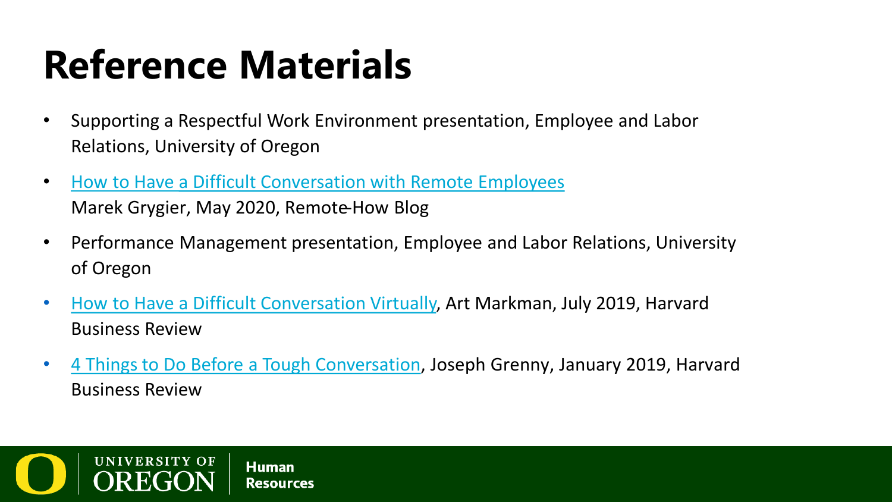# Reference Materials

- Supporting a Respectful Work Environment presentation, Employee and Labor Relations, University of Oregon
- How to Have a Difficult Conversation with Remote Employees
  Marek Grygier, May 2020, Remote-How Blog
- Performance Management presentation, Employee and Labor Relations, University of Oregon
- How to Have a Difficult Conversation Virtually, Art Markman, July 2019, Harvard Business Review
- 4 Things to Do Before a Tough Conversation, Joseph Grenny, January 2019, Harvard Business Review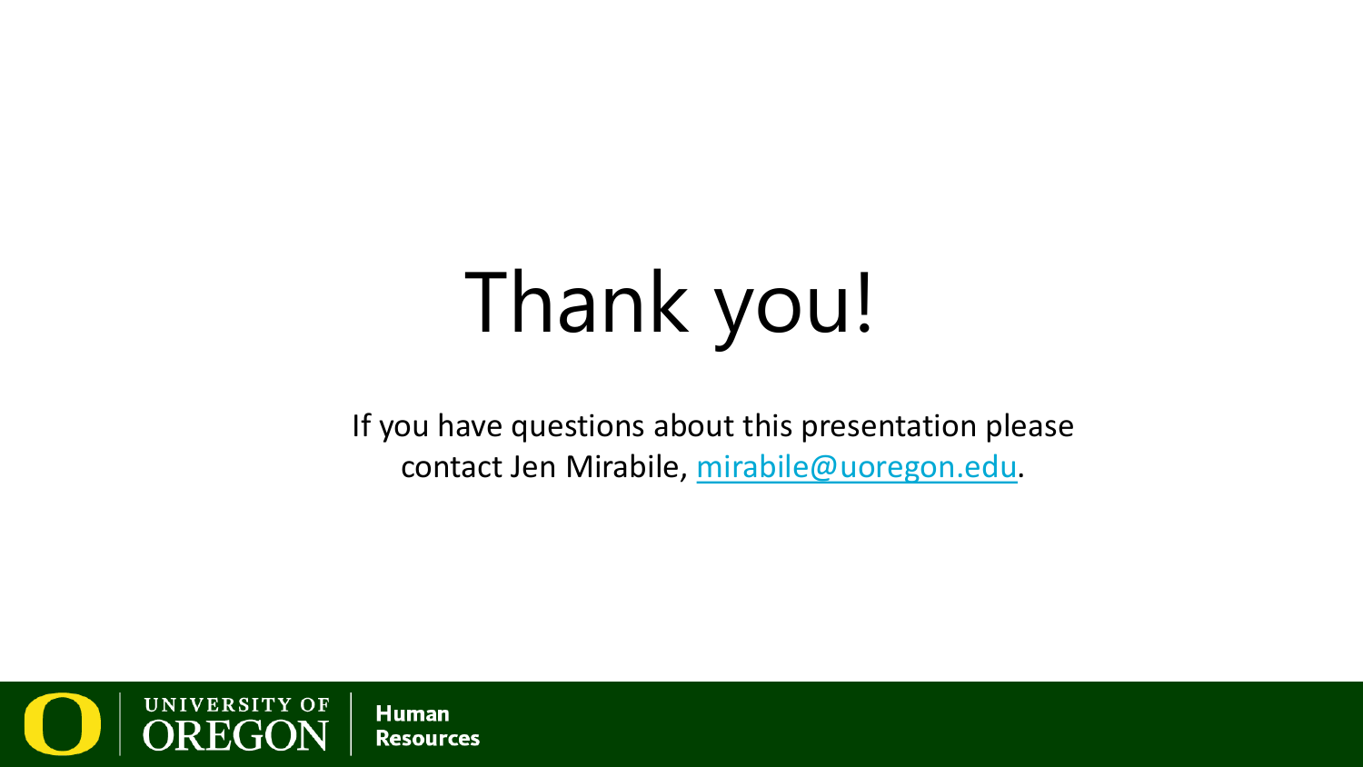# Thank you!

If you have questions about this presentation please contact Jen Mirabile, mirabile@uoregon.edu.